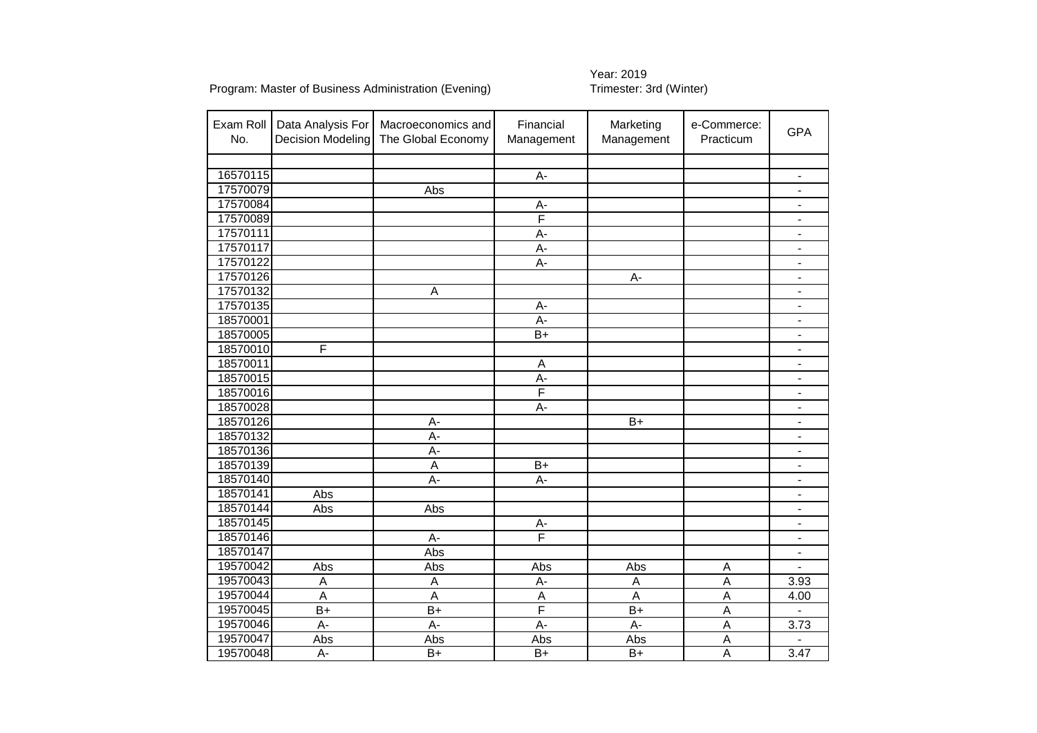Program: Master of Business Administration (Evening)

Year: 2019
Trimester: 3rd (Winter)

| Exam Roll No. | Data Analysis For Decision Modeling | Macroeconomics and The Global Economy | Financial Management | Marketing Management | e-Commerce: Practicum | GPA |
|---|---|---|---|---|---|---|
| | | | | | | |
| 16570115 | | | A- | | | - |
| 17570079 | | Abs | | | | - |
| 17570084 | | | A- | | | - |
| 17570089 | | | F | | | - |
| 17570111 | | | A- | | | - |
| 17570117 | | | A- | | | - |
| 17570122 | | | A- | | | - |
| 17570126 | | | | A- | | - |
| 17570132 | | A | | | | - |
| 17570135 | | | A- | | | - |
| 18570001 | | | A- | | | - |
| 18570005 | | | B+ | | | - |
| 18570010 | F | | | | | - |
| 18570011 | | | A | | | - |
| 18570015 | | | A- | | | - |
| 18570016 | | | F | | | - |
| 18570028 | | | A- | | | - |
| 18570126 | | A- | | B+ | | - |
| 18570132 | | A- | | | | - |
| 18570136 | | A- | | | | - |
| 18570139 | | A | B+ | | | - |
| 18570140 | | A- | A- | | | - |
| 18570141 | Abs | | | | | - |
| 18570144 | Abs | Abs | | | | - |
| 18570145 | | | A- | | | - |
| 18570146 | | A- | F | | | - |
| 18570147 | | Abs | | | | - |
| 19570042 | Abs | Abs | Abs | Abs | A | - |
| 19570043 | A | A | A- | A | A | 3.93 |
| 19570044 | A | A | A | A | A | 4.00 |
| 19570045 | B+ | B+ | F | B+ | A | - |
| 19570046 | A- | A- | A- | A- | A | 3.73 |
| 19570047 | Abs | Abs | Abs | Abs | A | - |
| 19570048 | A- | B+ | B+ | B+ | A | 3.47 |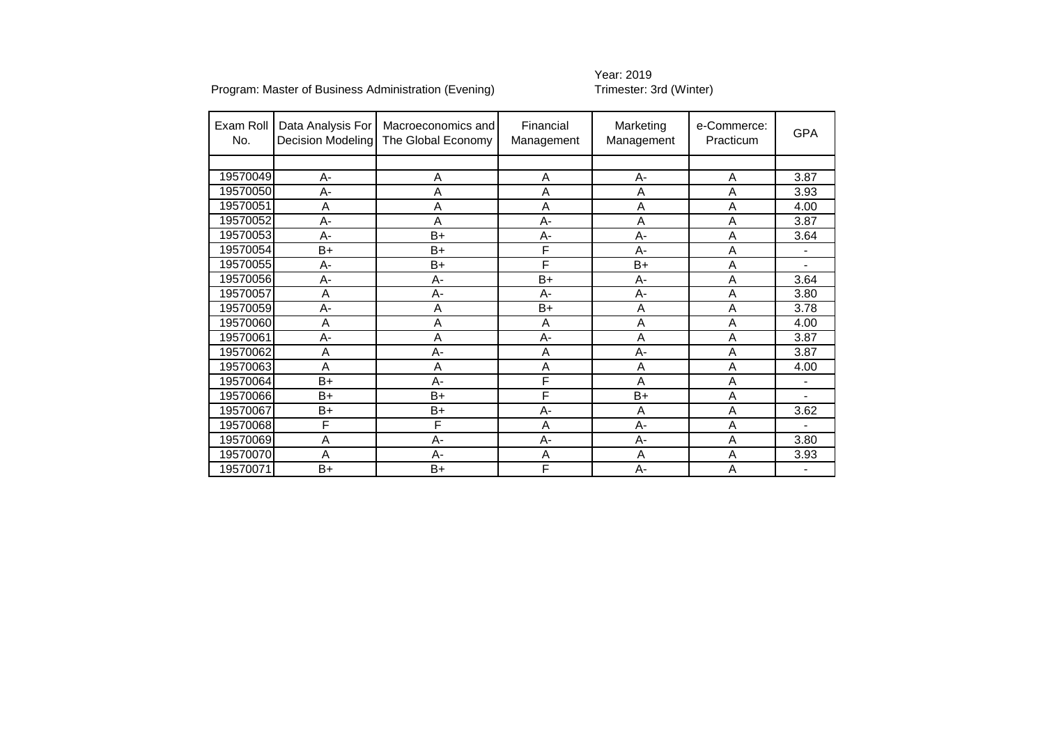Program: Master of Business Administration (Evening)

Year: 2019
Trimester: 3rd (Winter)

| Exam Roll No. | Data Analysis For Decision Modeling | Macroeconomics and The Global Economy | Financial Management | Marketing Management | e-Commerce: Practicum | GPA |
|---|---|---|---|---|---|---|
| | | | | | | |
| 19570049 | A- | A | A | A- | A | 3.87 |
| 19570050 | A- | A | A | A | A | 3.93 |
| 19570051 | A | A | A | A | A | 4.00 |
| 19570052 | A- | A | A- | A | A | 3.87 |
| 19570053 | A- | B+ | A- | A- | A | 3.64 |
| 19570054 | B+ | B+ | F | A- | A | - |
| 19570055 | A- | B+ | F | B+ | A | - |
| 19570056 | A- | A- | B+ | A- | A | 3.64 |
| 19570057 | A | A- | A- | A- | A | 3.80 |
| 19570059 | A- | A | B+ | A | A | 3.78 |
| 19570060 | A | A | A | A | A | 4.00 |
| 19570061 | A- | A | A- | A | A | 3.87 |
| 19570062 | A | A- | A | A- | A | 3.87 |
| 19570063 | A | A | A | A | A | 4.00 |
| 19570064 | B+ | A- | F | A | A | - |
| 19570066 | B+ | B+ | F | B+ | A | - |
| 19570067 | B+ | B+ | A- | A | A | 3.62 |
| 19570068 | F | F | A | A- | A | - |
| 19570069 | A | A- | A- | A- | A | 3.80 |
| 19570070 | A | A- | A | A | A | 3.93 |
| 19570071 | B+ | B+ | F | A- | A | - |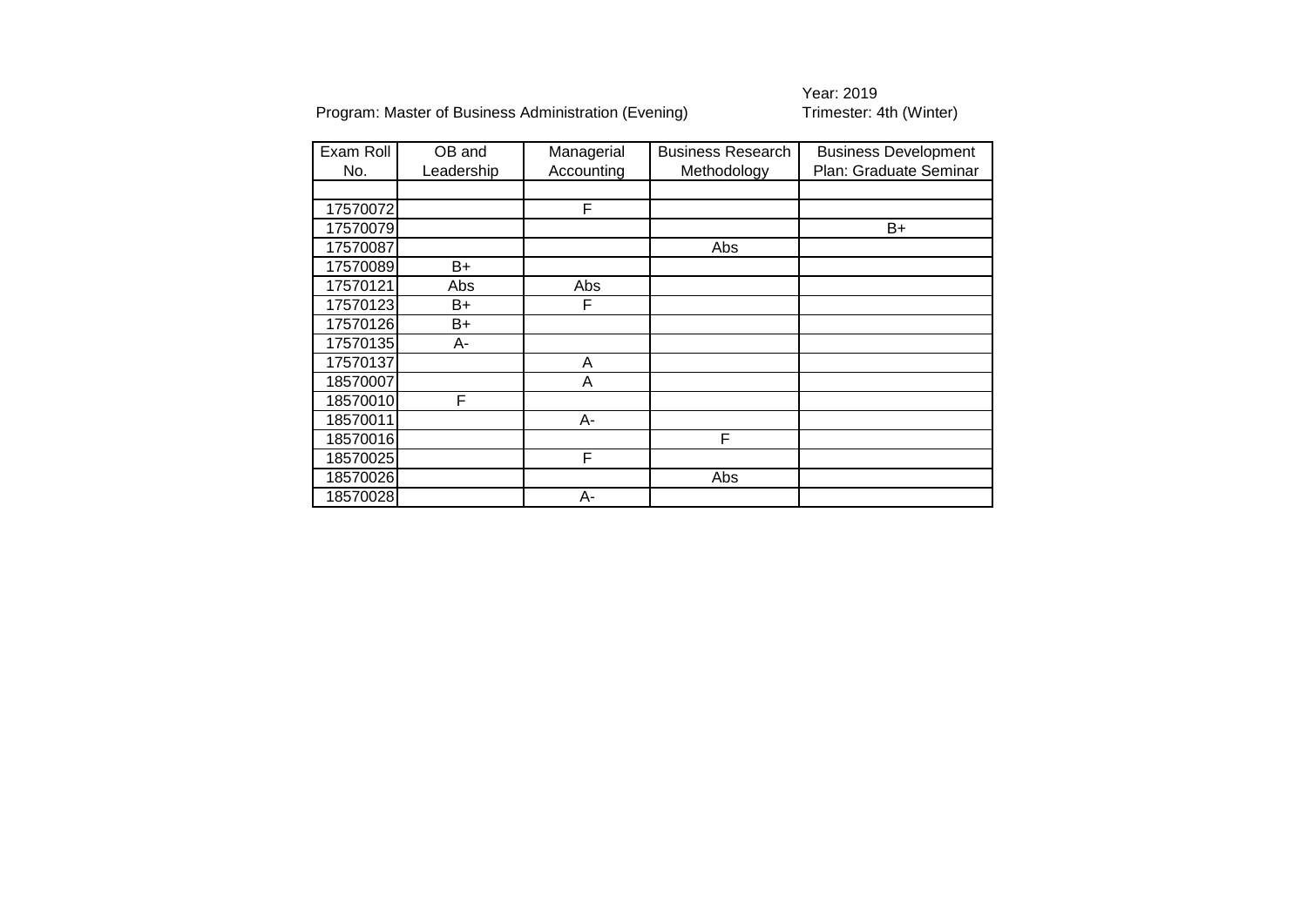Program: Master of Business Administration (Evening)

Year: 2019
Trimester: 4th (Winter)

| Exam Roll No. | OB and Leadership | Managerial Accounting | Business Research Methodology | Business Development Plan: Graduate Seminar |
|---|---|---|---|---|
| | | | | |
| 17570072 | | F | | |
| 17570079 | | | | B+ |
| 17570087 | | | Abs | |
| 17570089 | B+ | | | |
| 17570121 | Abs | Abs | | |
| 17570123 | B+ | F | | |
| 17570126 | B+ | | | |
| 17570135 | A- | | | |
| 17570137 | | A | | |
| 18570007 | | A | | |
| 18570010 | F | | | |
| 18570011 | | A- | | |
| 18570016 | | | F | |
| 18570025 | | F | | |
| 18570026 | | | Abs | |
| 18570028 | | A- | | |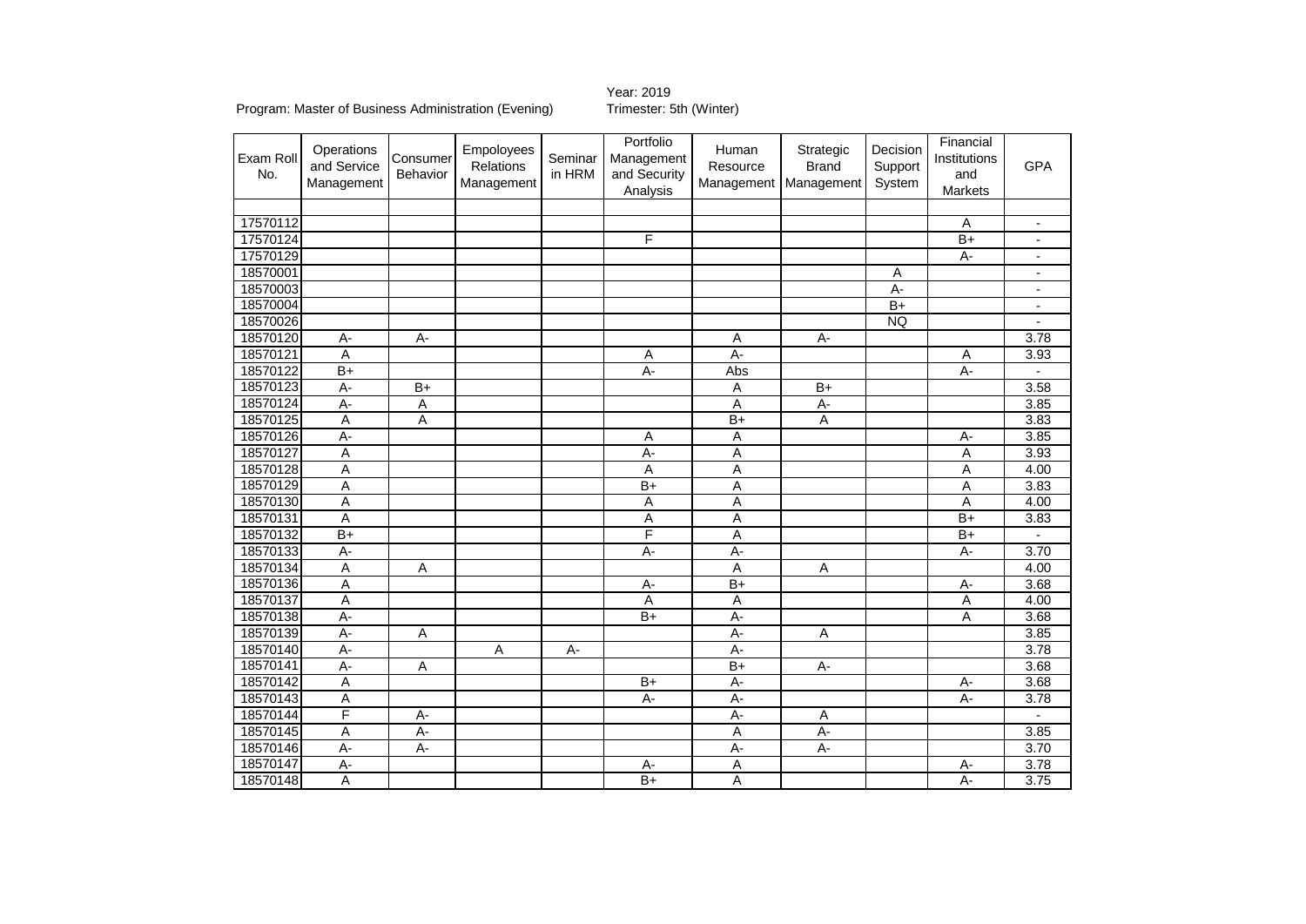Program: Master of Business Administration (Evening)

Year: 2019
Trimester: 5th (Winter)

| Exam Roll No. | Operations and Service Management | Consumer Behavior | Empoloyees Relations Management | Seminar in HRM | Portfolio Management and Security Analysis | Human Resource Management | Strategic Brand Management | Decision Support System | Financial Institutions and Markets | GPA |
|---|---|---|---|---|---|---|---|---|---|---|
| | | | | | | | | | | |
| 17570112 | | | | | | | | | A | - |
| 17570124 | | | | | F | | | | B+ | - |
| 17570129 | | | | | | | | | A- | - |
| 18570001 | | | | | | | | A | | - |
| 18570003 | | | | | | | | A- | | - |
| 18570004 | | | | | | | | B+ | | - |
| 18570026 | | | | | | | | NQ | | - |
| 18570120 | A- | A- | | | | A | A- | | | 3.78 |
| 18570121 | A | | | | A | A- | | | A | 3.93 |
| 18570122 | B+ | | | | A- | Abs | | | A- | - |
| 18570123 | A- | B+ | | | | A | B+ | | | 3.58 |
| 18570124 | A- | A | | | | A | A- | | | 3.85 |
| 18570125 | A | A | | | | B+ | A | | | 3.83 |
| 18570126 | A- | | | | A | A | | | A- | 3.85 |
| 18570127 | A | | | | A- | A | | | A | 3.93 |
| 18570128 | A | | | | A | A | | | A | 4.00 |
| 18570129 | A | | | | B+ | A | | | A | 3.83 |
| 18570130 | A | | | | A | A | | | A | 4.00 |
| 18570131 | A | | | | A | A | | | B+ | 3.83 |
| 18570132 | B+ | | | | F | A | | | B+ | - |
| 18570133 | A- | | | | A- | A- | | | A- | 3.70 |
| 18570134 | A | A | | | | A | A | | | 4.00 |
| 18570136 | A | | | | A- | B+ | | | A- | 3.68 |
| 18570137 | A | | | | A | A | | | A | 4.00 |
| 18570138 | A- | | | | B+ | A- | | | A | 3.68 |
| 18570139 | A- | A | | | | A- | A | | | 3.85 |
| 18570140 | A- | | A | A- | | A- | | | | 3.78 |
| 18570141 | A- | A | | | | B+ | A- | | | 3.68 |
| 18570142 | A | | | | B+ | A- | | | A- | 3.68 |
| 18570143 | A | | | | A- | A- | | | A- | 3.78 |
| 18570144 | F | A- | | | | A- | A | | | - |
| 18570145 | A | A- | | | | A | A- | | | 3.85 |
| 18570146 | A- | A- | | | | A- | A- | | | 3.70 |
| 18570147 | A- | | | | A- | A | | | A- | 3.78 |
| 18570148 | A | | | | B+ | A | | | A- | 3.75 |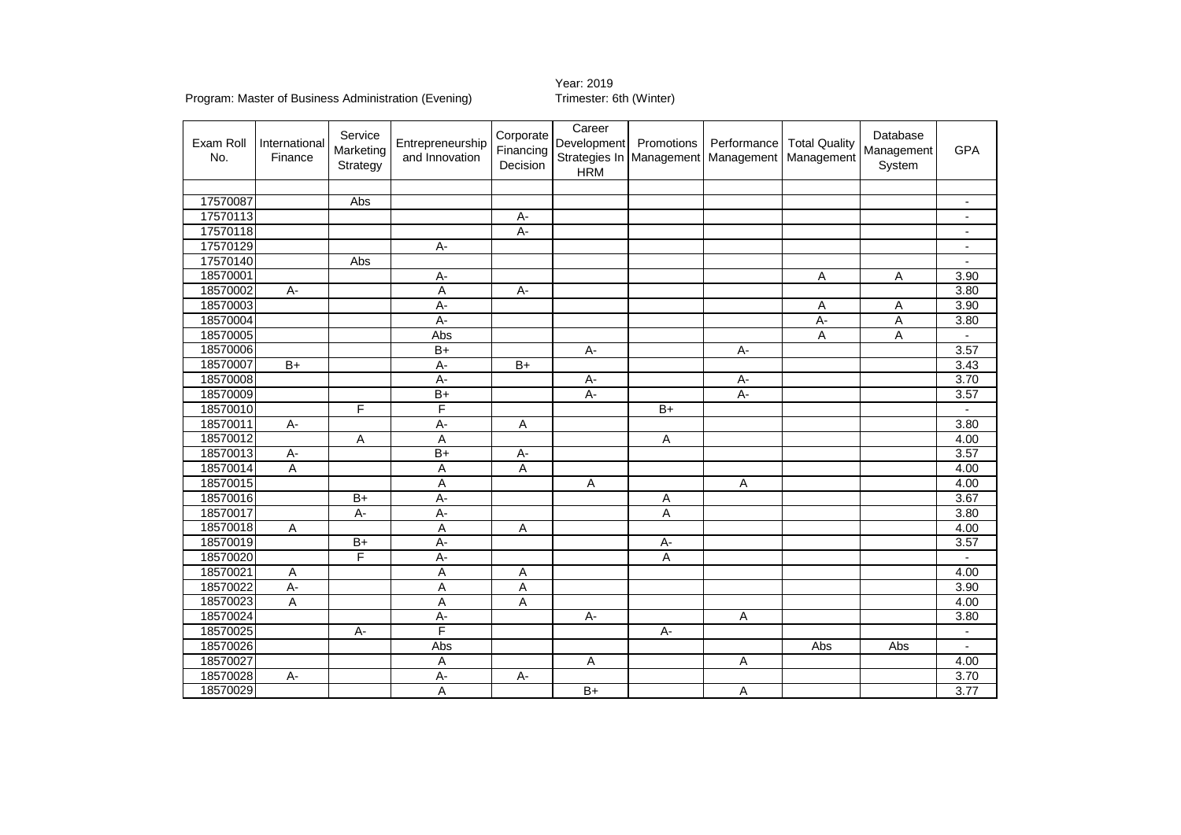Program: Master of Business Administration (Evening)

Year: 2019
Trimester: 6th (Winter)

| Exam Roll No. | International Finance | Service Marketing Strategy | Entrepreneurship and Innovation | Corporate Financing Decision | Career Development Strategies In HRM | Promotions Management | Performance Management | Total Quality Management | Database Management System | GPA |
|---|---|---|---|---|---|---|---|---|---|---|
| | | | | | | | | | | |
| 17570087 | | Abs | | | | | | | | - |
| 17570113 | | | | A- | | | | | | - |
| 17570118 | | | | A- | | | | | | - |
| 17570129 | | | A- | | | | | | | - |
| 17570140 | | Abs | | | | | | | | - |
| 18570001 | | | A- | | | | | A | A | 3.90 |
| 18570002 | A- | | A | A- | | | | | | 3.80 |
| 18570003 | | | A- | | | | | A | A | 3.90 |
| 18570004 | | | A- | | | | | A- | A | 3.80 |
| 18570005 | | | Abs | | | | | A | A | - |
| 18570006 | | | B+ | | A- | | A- | | | 3.57 |
| 18570007 | B+ | | A- | B+ | | | | | | 3.43 |
| 18570008 | | | A- | | A- | | A- | | | 3.70 |
| 18570009 | | | B+ | | A- | | A- | | | 3.57 |
| 18570010 | | F | F | | | B+ | | | | - |
| 18570011 | A- | | A- | A | | | | | | 3.80 |
| 18570012 | | A | A | | | A | | | | 4.00 |
| 18570013 | A- | | B+ | A- | | | | | | 3.57 |
| 18570014 | A | | A | A | | | | | | 4.00 |
| 18570015 | | | A | | A | | A | | | 4.00 |
| 18570016 | | B+ | A- | | | A | | | | 3.67 |
| 18570017 | | A- | A- | | | A | | | | 3.80 |
| 18570018 | A | | A | A | | | | | | 4.00 |
| 18570019 | | B+ | A- | | | A- | | | | 3.57 |
| 18570020 | | F | A- | | | A | | | | - |
| 18570021 | A | | A | A | | | | | | 4.00 |
| 18570022 | A- | | A | A | | | | | | 3.90 |
| 18570023 | A | | A | A | | | | | | 4.00 |
| 18570024 | | | A- | | A- | | A | | | 3.80 |
| 18570025 | | A- | F | | | A- | | | | - |
| 18570026 | | | Abs | | | | | Abs | Abs | - |
| 18570027 | | | A | | A | | A | | | 4.00 |
| 18570028 | A- | | A- | A- | | | | | | 3.70 |
| 18570029 | | | A | | B+ | | A | | | 3.77 |